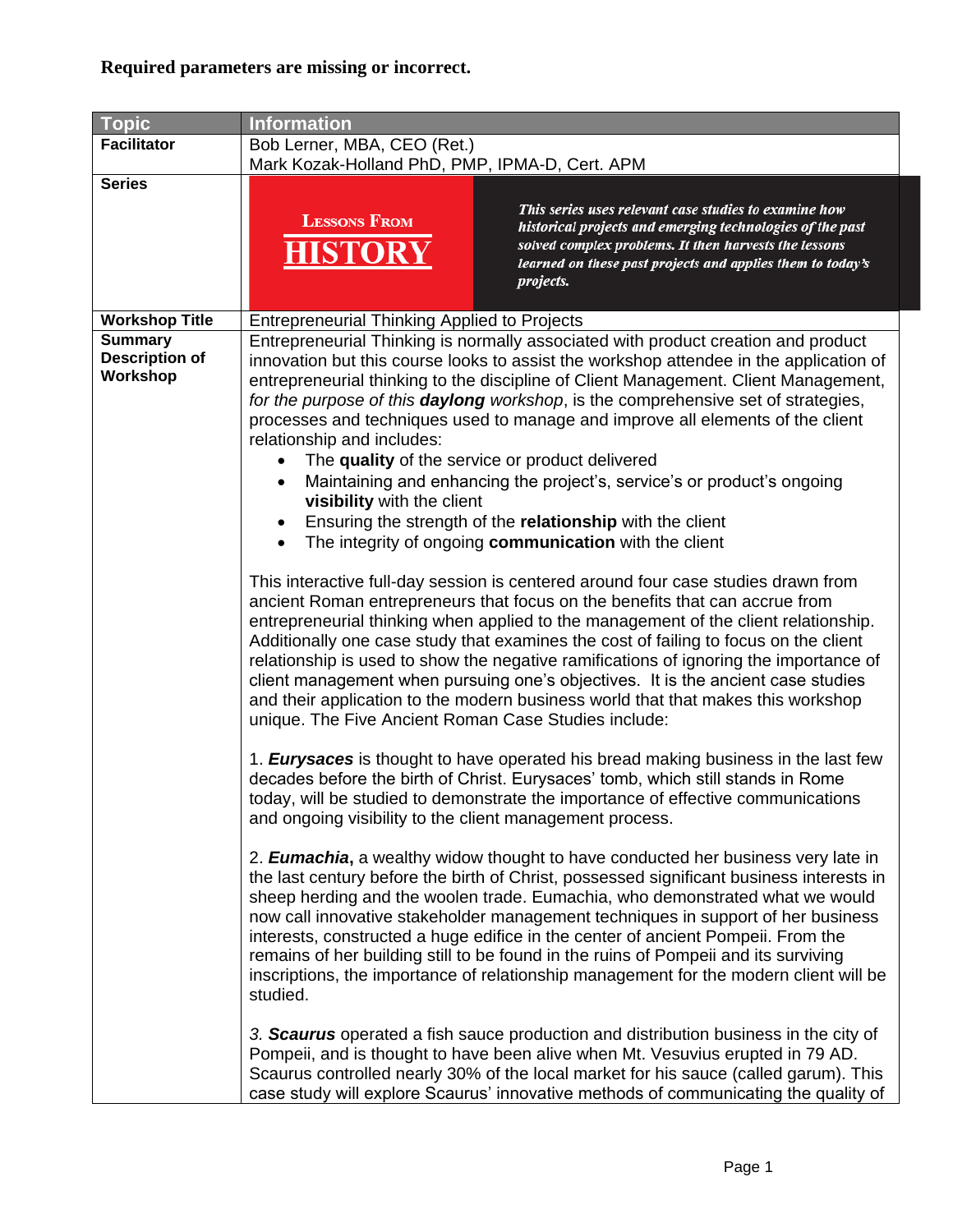**Required parameters are missing or incorrect.**

| Topic | Information |
|---|---|
| **Facilitator** | Bob Lerner, MBA, CEO (Ret.)<br>Mark Kozak-Holland PhD, PMP, IPMA-D, Cert. APM |
| **Series** | **LESSONS FROM HISTORY** — *This series uses relevant case studies to examine how historical projects and emerging technologies of the past solved complex problems. It then harvests the lessons learned on these past projects and applies them to today's projects.* |
| **Workshop Title** | Entrepreneurial Thinking Applied to Projects |
| **Summary Description of Workshop** | Entrepreneurial Thinking is normally associated with product creation and product innovation but this course looks to assist the workshop attendee in the application of entrepreneurial thinking to the discipline of Client Management. Client Management, *for the purpose of this* ***daylong*** *workshop*, is the comprehensive set of strategies, processes and techniques used to manage and improve all elements of the client relationship and includes:<br>• The **quality** of the service or product delivered<br>• Maintaining and enhancing the project's, service's or product's ongoing **visibility** with the client<br>• Ensuring the strength of the **relationship** with the client<br>• The integrity of ongoing **communication** with the client<br><br>This interactive full-day session is centered around four case studies drawn from ancient Roman entrepreneurs that focus on the benefits that can accrue from entrepreneurial thinking when applied to the management of the client relationship. Additionally one case study that examines the cost of failing to focus on the client relationship is used to show the negative ramifications of ignoring the importance of client management when pursuing one's objectives. It is the ancient case studies and their application to the modern business world that that makes this workshop unique. The Five Ancient Roman Case Studies include:<br><br>1. ***Eurysaces*** is thought to have operated his bread making business in the last few decades before the birth of Christ. Eurysaces' tomb, which still stands in Rome today, will be studied to demonstrate the importance of effective communications and ongoing visibility to the client management process.<br><br>2. ***Eumachia*****,** a wealthy widow thought to have conducted her business very late in the last century before the birth of Christ, possessed significant business interests in sheep herding and the woolen trade. Eumachia, who demonstrated what we would now call innovative stakeholder management techniques in support of her business interests, constructed a huge edifice in the center of ancient Pompeii. From the remains of her building still to be found in the ruins of Pompeii and its surviving inscriptions, the importance of relationship management for the modern client will be studied.<br><br>*3.* ***Scaurus*** operated a fish sauce production and distribution business in the city of Pompeii, and is thought to have been alive when Mt. Vesuvius erupted in 79 AD. Scaurus controlled nearly 30% of the local market for his sauce (called garum). This case study will explore Scaurus' innovative methods of communicating the quality of |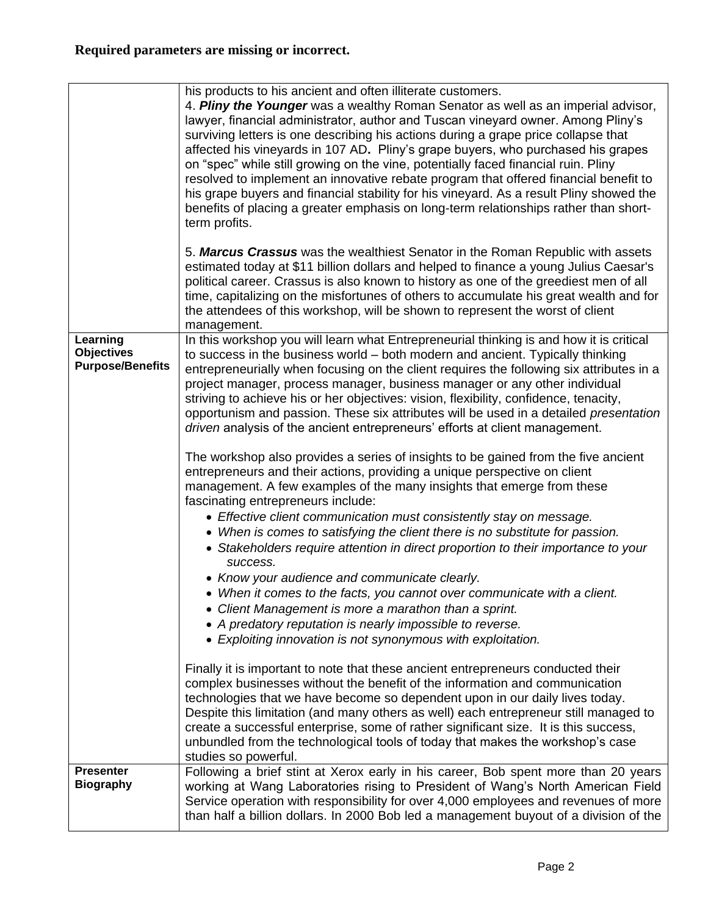**Required parameters are missing or incorrect.**

| | |
|---|---|
| | his products to his ancient and often illiterate customers.<br>4. ***Pliny the Younger*** was a wealthy Roman Senator as well as an imperial advisor, lawyer, financial administrator, author and Tuscan vineyard owner. Among Pliny's surviving letters is one describing his actions during a grape price collapse that affected his vineyards in 107 AD**.** Pliny's grape buyers, who purchased his grapes on "spec" while still growing on the vine, potentially faced financial ruin. Pliny resolved to implement an innovative rebate program that offered financial benefit to his grape buyers and financial stability for his vineyard. As a result Pliny showed the benefits of placing a greater emphasis on long-term relationships rather than short-term profits.<br><br>5. ***Marcus Crassus*** was the wealthiest Senator in the Roman Republic with assets estimated today at $11 billion dollars and helped to finance a young Julius Caesar's political career. Crassus is also known to history as one of the greediest men of all time, capitalizing on the misfortunes of others to accumulate his great wealth and for the attendees of this workshop, will be shown to represent the worst of client management. |
| **Learning Objectives Purpose/Benefits** | In this workshop you will learn what Entrepreneurial thinking is and how it is critical to success in the business world – both modern and ancient. Typically thinking entrepreneurially when focusing on the client requires the following six attributes in a project manager, process manager, business manager or any other individual striving to achieve his or her objectives: vision, flexibility, confidence, tenacity, opportunism and passion. These six attributes will be used in a detailed *presentation driven* analysis of the ancient entrepreneurs' efforts at client management.<br><br>The workshop also provides a series of insights to be gained from the five ancient entrepreneurs and their actions, providing a unique perspective on client management. A few examples of the many insights that emerge from these fascinating entrepreneurs include:<br>• *Effective client communication must consistently stay on message.*<br>• *When is comes to satisfying the client there is no substitute for passion.*<br>• *Stakeholders require attention in direct proportion to their importance to your success.*<br>• *Know your audience and communicate clearly.*<br>• *When it comes to the facts, you cannot over communicate with a client.*<br>• *Client Management is more a marathon than a sprint.*<br>• *A predatory reputation is nearly impossible to reverse.*<br>• *Exploiting innovation is not synonymous with exploitation.*<br><br>Finally it is important to note that these ancient entrepreneurs conducted their complex businesses without the benefit of the information and communication technologies that we have become so dependent upon in our daily lives today. Despite this limitation (and many others as well) each entrepreneur still managed to create a successful enterprise, some of rather significant size. It is this success, unbundled from the technological tools of today that makes the workshop's case studies so powerful. |
| **Presenter Biography** | Following a brief stint at Xerox early in his career, Bob spent more than 20 years working at Wang Laboratories rising to President of Wang's North American Field Service operation with responsibility for over 4,000 employees and revenues of more than half a billion dollars. In 2000 Bob led a management buyout of a division of the |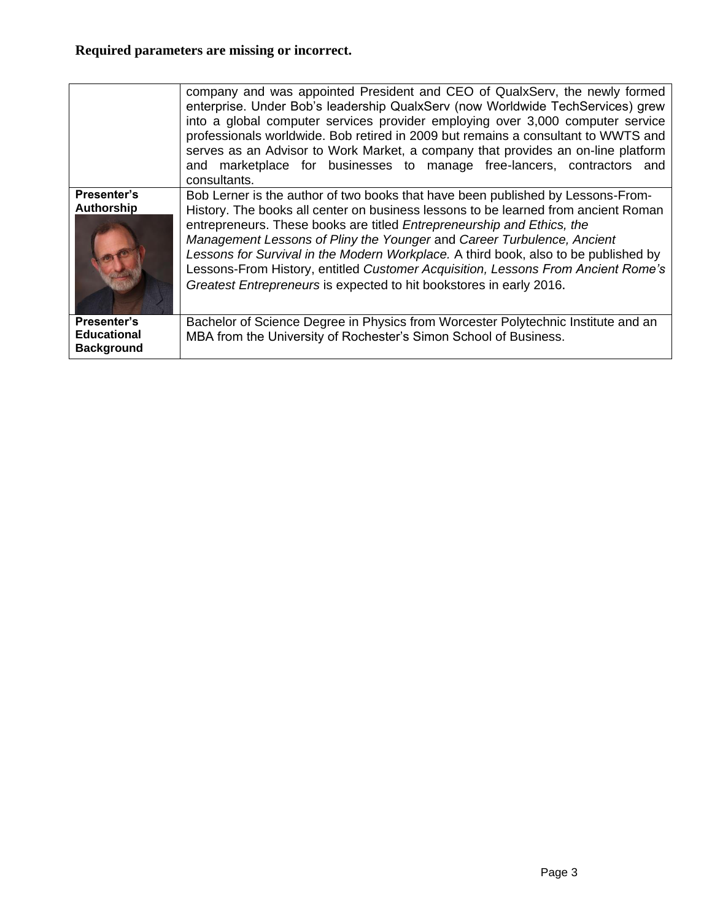**Required parameters are missing or incorrect.**

| | |
|---|---|
| | company and was appointed President and CEO of QualxServ, the newly formed enterprise. Under Bob's leadership QualxServ (now Worldwide TechServices) grew into a global computer services provider employing over 3,000 computer service professionals worldwide. Bob retired in 2009 but remains a consultant to WWTS and serves as an Advisor to Work Market, a company that provides an on-line platform and marketplace for businesses to manage free-lancers, contractors and consultants. |
| **Presenter's Authorship** | Bob Lerner is the author of two books that have been published by Lessons-From-History. The books all center on business lessons to be learned from ancient Roman entrepreneurs. These books are titled *Entrepreneurship and Ethics, the Management Lessons of Pliny the Younger* and *Career Turbulence, Ancient Lessons for Survival in the Modern Workplace.* A third book, also to be published by Lessons-From History, entitled *Customer Acquisition, Lessons From Ancient Rome's Greatest Entrepreneurs* is expected to hit bookstores in early 2016. |
| **Presenter's Educational Background** | Bachelor of Science Degree in Physics from Worcester Polytechnic Institute and an MBA from the University of Rochester's Simon School of Business. |